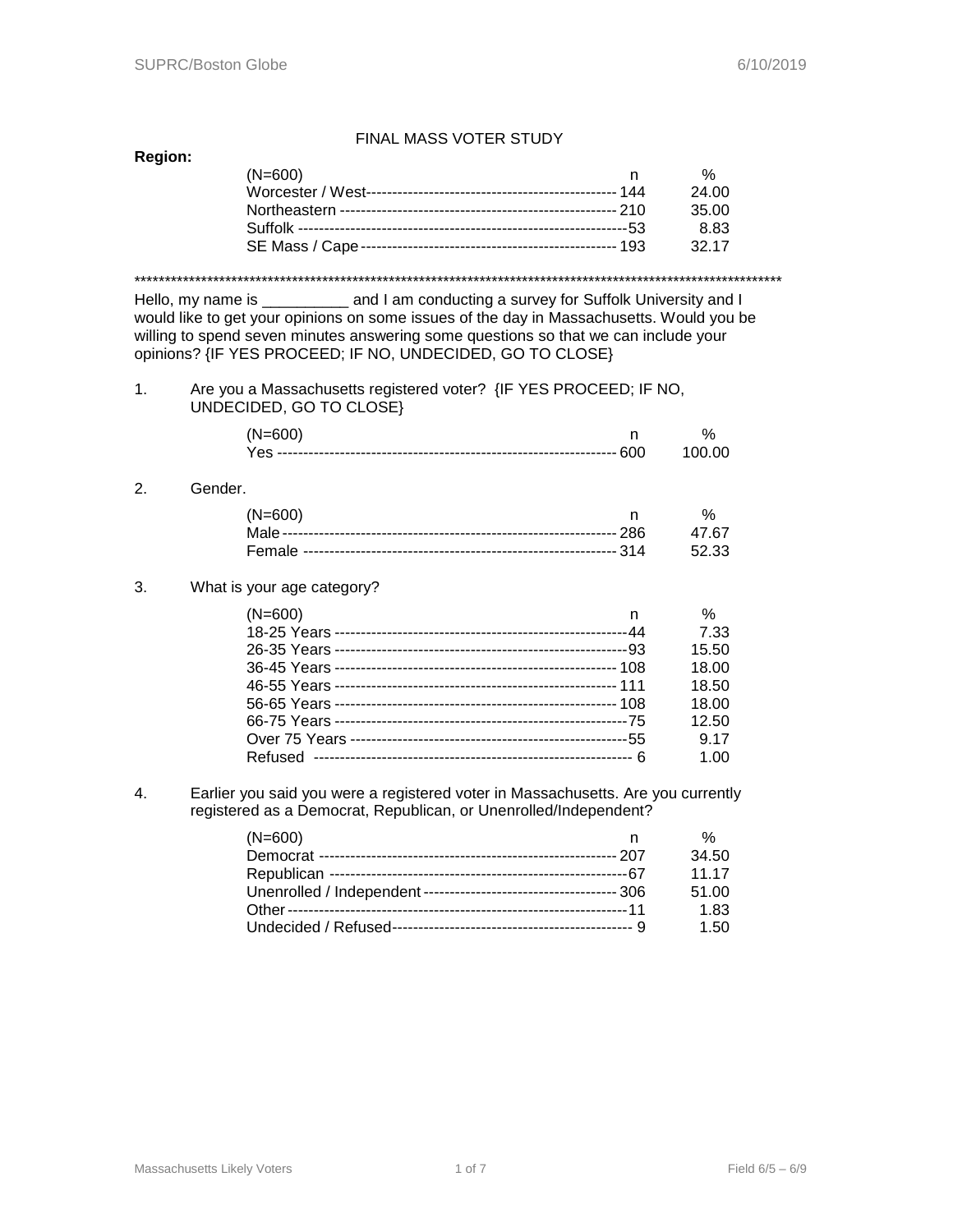FINAL MASS VOTER STUDY

**Region:**

| (N=600) | n | % |
|---|---|---|
| Worcester / West | 144 | 24.00 |
| Northeastern | 210 | 35.00 |
| Suffolk | 53 | 8.83 |
| SE Mass / Cape | 193 | 32.17 |

************************************************************************************************************

Hello, my name is __________ and I am conducting a survey for Suffolk University and I would like to get your opinions on some issues of the day in Massachusetts. Would you be willing to spend seven minutes answering some questions so that we can include your opinions? {IF YES PROCEED; IF NO, UNDECIDED, GO TO CLOSE}

1. Are you a Massachusetts registered voter? {IF YES PROCEED; IF NO, UNDECIDED, GO TO CLOSE}

| (N=600) | n | % |
|---|---|---|
| Yes | 600 | 100.00 |

2. Gender.

| (N=600) | n | % |
|---|---|---|
| Male | 286 | 47.67 |
| Female | 314 | 52.33 |

3. What is your age category?

| (N=600) | n | % |
|---|---|---|
| 18-25 Years | 44 | 7.33 |
| 26-35 Years | 93 | 15.50 |
| 36-45 Years | 108 | 18.00 |
| 46-55 Years | 111 | 18.50 |
| 56-65 Years | 108 | 18.00 |
| 66-75 Years | 75 | 12.50 |
| Over 75 Years | 55 | 9.17 |
| Refused | 6 | 1.00 |

4. Earlier you said you were a registered voter in Massachusetts. Are you currently registered as a Democrat, Republican, or Unenrolled/Independent?

| (N=600) | n | % |
|---|---|---|
| Democrat | 207 | 34.50 |
| Republican | 67 | 11.17 |
| Unenrolled / Independent | 306 | 51.00 |
| Other | 11 | 1.83 |
| Undecided / Refused | 9 | 1.50 |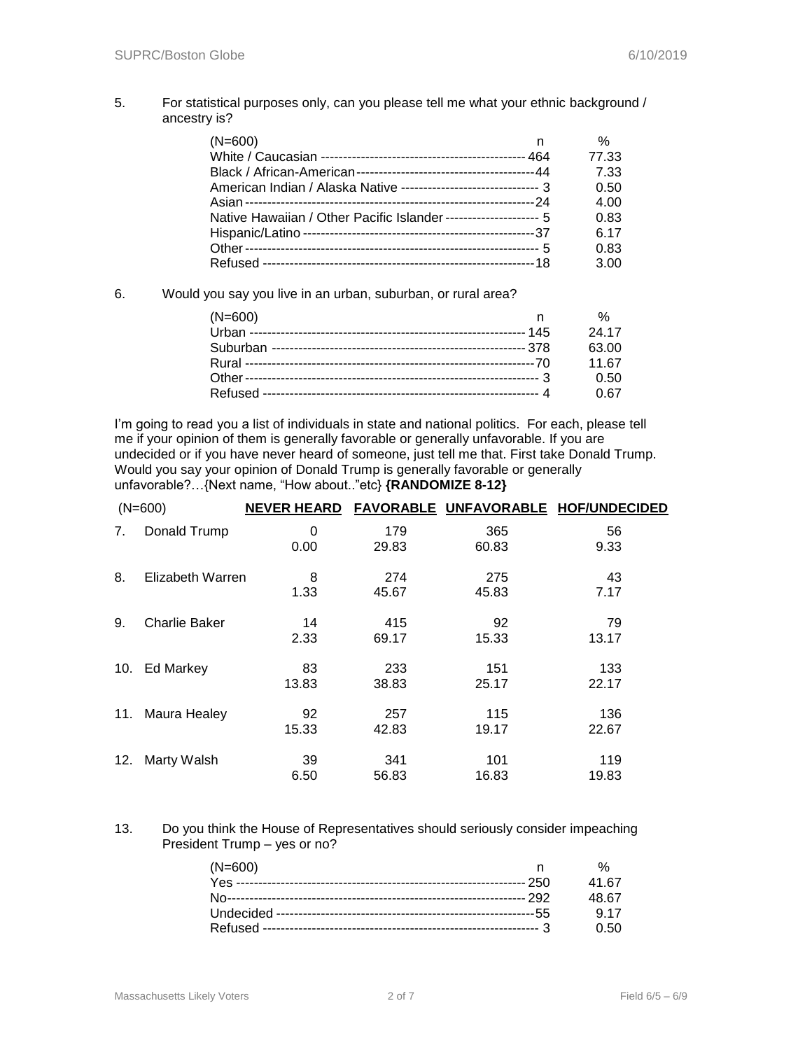5. For statistical purposes only, can you please tell me what your ethnic background / ancestry is?

| (N=600) | n | % |
|---|---|---|
| White / Caucasian | 464 | 77.33 |
| Black / African-American | 44 | 7.33 |
| American Indian / Alaska Native | 3 | 0.50 |
| Asian | 24 | 4.00 |
| Native Hawaiian / Other Pacific Islander | 5 | 0.83 |
| Hispanic/Latino | 37 | 6.17 |
| Other | 5 | 0.83 |
| Refused | 18 | 3.00 |

6. Would you say you live in an urban, suburban, or rural area?

| (N=600) | n | % |
|---|---|---|
| Urban | 145 | 24.17 |
| Suburban | 378 | 63.00 |
| Rural | 70 | 11.67 |
| Other | 3 | 0.50 |
| Refused | 4 | 0.67 |

I'm going to read you a list of individuals in state and national politics. For each, please tell me if your opinion of them is generally favorable or generally unfavorable. If you are undecided or if you have never heard of someone, just tell me that. First take Donald Trump. Would you say your opinion of Donald Trump is generally favorable or generally unfavorable?…{Next name, "How about.."etc} **{RANDOMIZE 8-12}**

| (N=600) | NEVER HEARD | FAVORABLE | UNFAVORABLE | HOF/UNDECIDED |
|---|---|---|---|---|
| 7. Donald Trump | 0<br>0.00 | 179<br>29.83 | 365<br>60.83 | 56<br>9.33 |
| 8. Elizabeth Warren | 8<br>1.33 | 274<br>45.67 | 275<br>45.83 | 43<br>7.17 |
| 9. Charlie Baker | 14<br>2.33 | 415<br>69.17 | 92<br>15.33 | 79<br>13.17 |
| 10. Ed Markey | 83<br>13.83 | 233<br>38.83 | 151<br>25.17 | 133<br>22.17 |
| 11. Maura Healey | 92<br>15.33 | 257<br>42.83 | 115<br>19.17 | 136<br>22.67 |
| 12. Marty Walsh | 39<br>6.50 | 341<br>56.83 | 101<br>16.83 | 119<br>19.83 |

13. Do you think the House of Representatives should seriously consider impeaching President Trump – yes or no?

| (N=600) | n | % |
|---|---|---|
| Yes | 250 | 41.67 |
| No | 292 | 48.67 |
| Undecided | 55 | 9.17 |
| Refused | 3 | 0.50 |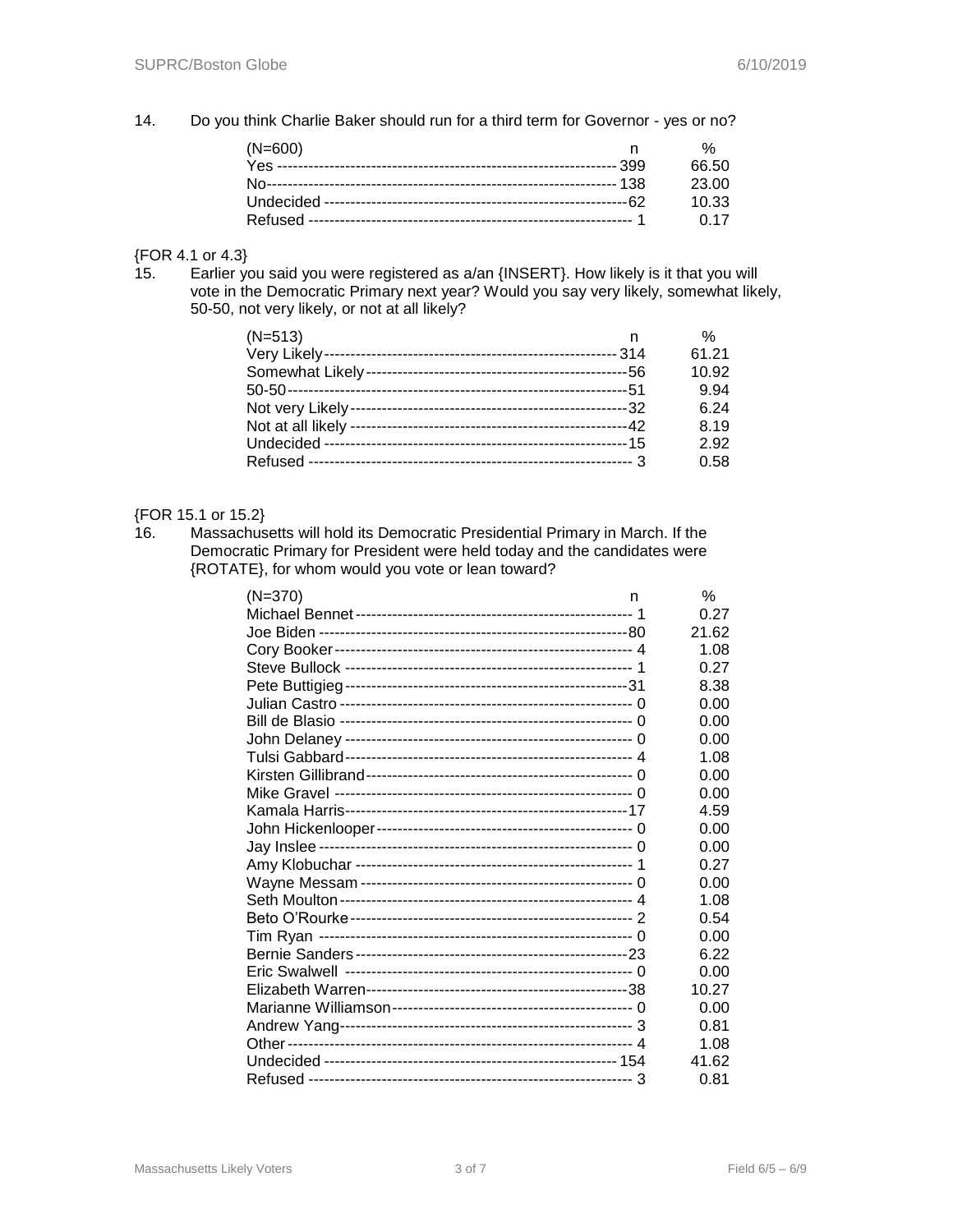14. Do you think Charlie Baker should run for a third term for Governor - yes or no?

| (N=600) | n | % |
|---|---|---|
| Yes | 399 | 66.50 |
| No | 138 | 23.00 |
| Undecided | 62 | 10.33 |
| Refused | 1 | 0.17 |

{FOR 4.1 or 4.3}

15. Earlier you said you were registered as a/an {INSERT}. How likely is it that you will vote in the Democratic Primary next year? Would you say very likely, somewhat likely, 50-50, not very likely, or not at all likely?

| (N=513) | n | % |
|---|---|---|
| Very Likely | 314 | 61.21 |
| Somewhat Likely | 56 | 10.92 |
| 50-50 | 51 | 9.94 |
| Not very Likely | 32 | 6.24 |
| Not at all likely | 42 | 8.19 |
| Undecided | 15 | 2.92 |
| Refused | 3 | 0.58 |

{FOR 15.1 or 15.2}

16. Massachusetts will hold its Democratic Presidential Primary in March. If the Democratic Primary for President were held today and the candidates were {ROTATE}, for whom would you vote or lean toward?

| (N=370) | n | % |
|---|---|---|
| Michael Bennet | 1 | 0.27 |
| Joe Biden | 80 | 21.62 |
| Cory Booker | 4 | 1.08 |
| Steve Bullock | 1 | 0.27 |
| Pete Buttigieg | 31 | 8.38 |
| Julian Castro | 0 | 0.00 |
| Bill de Blasio | 0 | 0.00 |
| John Delaney | 0 | 0.00 |
| Tulsi Gabbard | 4 | 1.08 |
| Kirsten Gillibrand | 0 | 0.00 |
| Mike Gravel | 0 | 0.00 |
| Kamala Harris | 17 | 4.59 |
| John Hickenlooper | 0 | 0.00 |
| Jay Inslee | 0 | 0.00 |
| Amy Klobuchar | 1 | 0.27 |
| Wayne Messam | 0 | 0.00 |
| Seth Moulton | 4 | 1.08 |
| Beto O'Rourke | 2 | 0.54 |
| Tim Ryan | 0 | 0.00 |
| Bernie Sanders | 23 | 6.22 |
| Eric Swalwell | 0 | 0.00 |
| Elizabeth Warren | 38 | 10.27 |
| Marianne Williamson | 0 | 0.00 |
| Andrew Yang | 3 | 0.81 |
| Other | 4 | 1.08 |
| Undecided | 154 | 41.62 |
| Refused | 3 | 0.81 |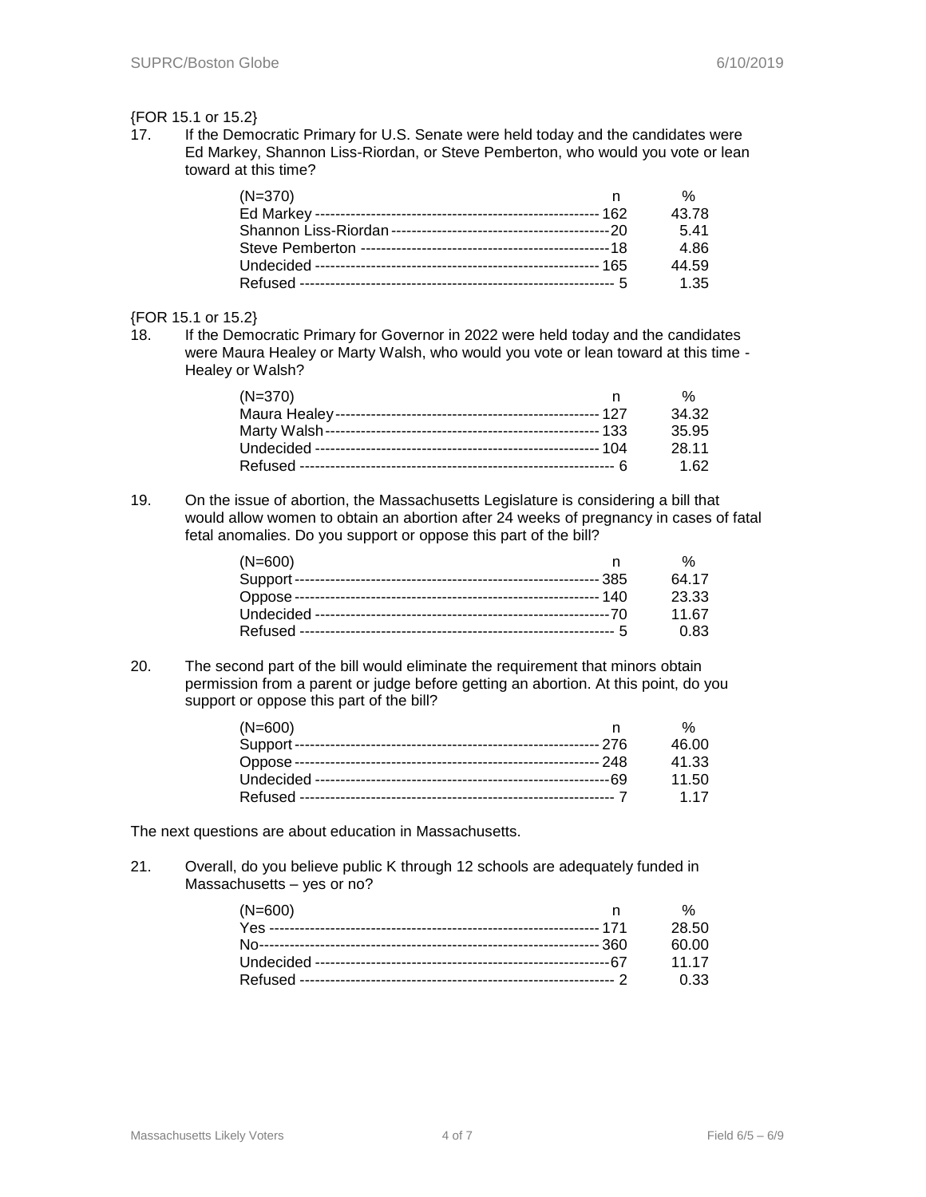{FOR 15.1 or 15.2}

17. If the Democratic Primary for U.S. Senate were held today and the candidates were Ed Markey, Shannon Liss-Riordan, or Steve Pemberton, who would you vote or lean toward at this time?

| (N=370) | n | % |
|---|---|---|
| Ed Markey | 162 | 43.78 |
| Shannon Liss-Riordan | 20 | 5.41 |
| Steve Pemberton | 18 | 4.86 |
| Undecided | 165 | 44.59 |
| Refused | 5 | 1.35 |

{FOR 15.1 or 15.2}

18. If the Democratic Primary for Governor in 2022 were held today and the candidates were Maura Healey or Marty Walsh, who would you vote or lean toward at this time - Healey or Walsh?

| (N=370) | n | % |
|---|---|---|
| Maura Healey | 127 | 34.32 |
| Marty Walsh | 133 | 35.95 |
| Undecided | 104 | 28.11 |
| Refused | 6 | 1.62 |

19. On the issue of abortion, the Massachusetts Legislature is considering a bill that would allow women to obtain an abortion after 24 weeks of pregnancy in cases of fatal fetal anomalies. Do you support or oppose this part of the bill?

| (N=600) | n | % |
|---|---|---|
| Support | 385 | 64.17 |
| Oppose | 140 | 23.33 |
| Undecided | 70 | 11.67 |
| Refused | 5 | 0.83 |

20. The second part of the bill would eliminate the requirement that minors obtain permission from a parent or judge before getting an abortion. At this point, do you support or oppose this part of the bill?

| (N=600) | n | % |
|---|---|---|
| Support | 276 | 46.00 |
| Oppose | 248 | 41.33 |
| Undecided | 69 | 11.50 |
| Refused | 7 | 1.17 |

The next questions are about education in Massachusetts.

21. Overall, do you believe public K through 12 schools are adequately funded in Massachusetts – yes or no?

| (N=600) | n | % |
|---|---|---|
| Yes | 171 | 28.50 |
| No | 360 | 60.00 |
| Undecided | 67 | 11.17 |
| Refused | 2 | 0.33 |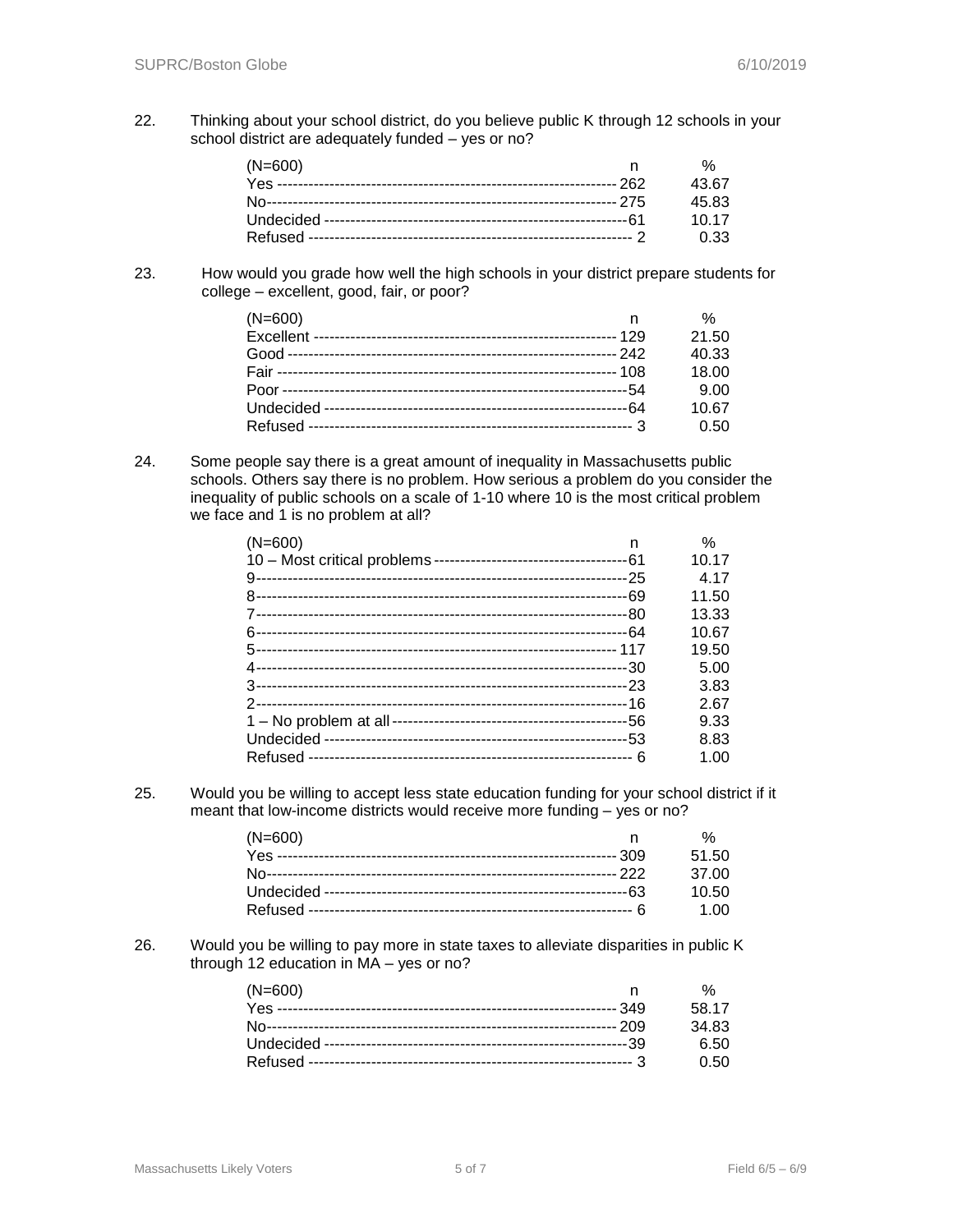22. Thinking about your school district, do you believe public K through 12 schools in your school district are adequately funded – yes or no?

| (N=600) | n | % |
|---|---|---|
| Yes | 262 | 43.67 |
| No | 275 | 45.83 |
| Undecided | 61 | 10.17 |
| Refused | 2 | 0.33 |

23. How would you grade how well the high schools in your district prepare students for college – excellent, good, fair, or poor?

| (N=600) | n | % |
|---|---|---|
| Excellent | 129 | 21.50 |
| Good | 242 | 40.33 |
| Fair | 108 | 18.00 |
| Poor | 54 | 9.00 |
| Undecided | 64 | 10.67 |
| Refused | 3 | 0.50 |

24. Some people say there is a great amount of inequality in Massachusetts public schools. Others say there is no problem. How serious a problem do you consider the inequality of public schools on a scale of 1-10 where 10 is the most critical problem we face and 1 is no problem at all?

| (N=600) | n | % |
|---|---|---|
| 10 – Most critical problems | 61 | 10.17 |
| 9 | 25 | 4.17 |
| 8 | 69 | 11.50 |
| 7 | 80 | 13.33 |
| 6 | 64 | 10.67 |
| 5 | 117 | 19.50 |
| 4 | 30 | 5.00 |
| 3 | 23 | 3.83 |
| 2 | 16 | 2.67 |
| 1 – No problem at all | 56 | 9.33 |
| Undecided | 53 | 8.83 |
| Refused | 6 | 1.00 |

25. Would you be willing to accept less state education funding for your school district if it meant that low-income districts would receive more funding – yes or no?

| (N=600) | n | % |
|---|---|---|
| Yes | 309 | 51.50 |
| No | 222 | 37.00 |
| Undecided | 63 | 10.50 |
| Refused | 6 | 1.00 |

26. Would you be willing to pay more in state taxes to alleviate disparities in public K through 12 education in MA – yes or no?

| (N=600) | n | % |
|---|---|---|
| Yes | 349 | 58.17 |
| No | 209 | 34.83 |
| Undecided | 39 | 6.50 |
| Refused | 3 | 0.50 |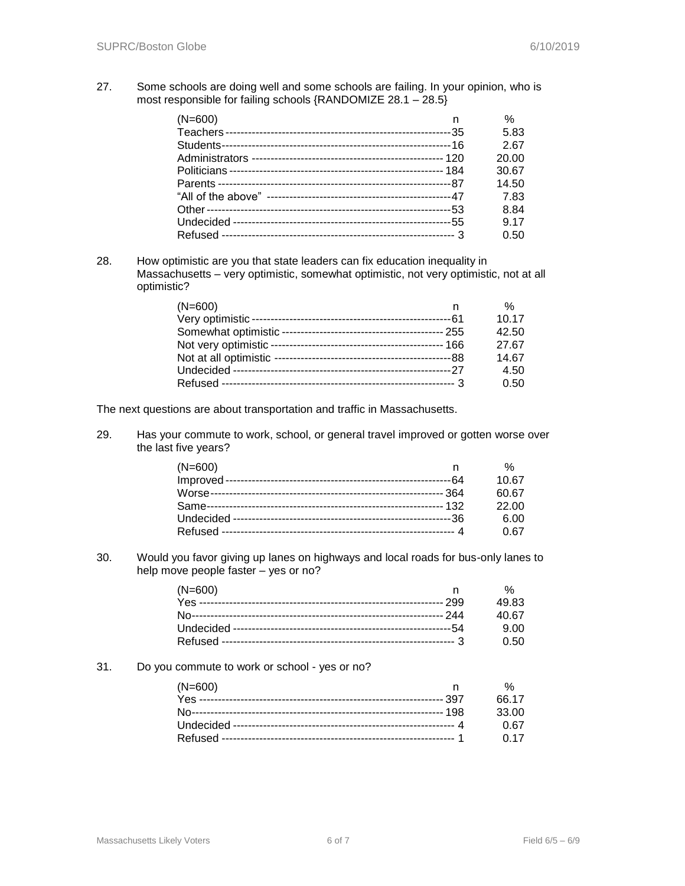27. Some schools are doing well and some schools are failing. In your opinion, who is most responsible for failing schools {RANDOMIZE 28.1 – 28.5}

| (N=600) | n | % |
|---|---|---|
| Teachers | 35 | 5.83 |
| Students | 16 | 2.67 |
| Administrators | 120 | 20.00 |
| Politicians | 184 | 30.67 |
| Parents | 87 | 14.50 |
| "All of the above" | 47 | 7.83 |
| Other | 53 | 8.84 |
| Undecided | 55 | 9.17 |
| Refused | 3 | 0.50 |

28. How optimistic are you that state leaders can fix education inequality in Massachusetts – very optimistic, somewhat optimistic, not very optimistic, not at all optimistic?

| (N=600) | n | % |
|---|---|---|
| Very optimistic | 61 | 10.17 |
| Somewhat optimistic | 255 | 42.50 |
| Not very optimistic | 166 | 27.67 |
| Not at all optimistic | 88 | 14.67 |
| Undecided | 27 | 4.50 |
| Refused | 3 | 0.50 |

The next questions are about transportation and traffic in Massachusetts.

29. Has your commute to work, school, or general travel improved or gotten worse over the last five years?

| (N=600) | n | % |
|---|---|---|
| Improved | 64 | 10.67 |
| Worse | 364 | 60.67 |
| Same | 132 | 22.00 |
| Undecided | 36 | 6.00 |
| Refused | 4 | 0.67 |

30. Would you favor giving up lanes on highways and local roads for bus-only lanes to help move people faster – yes or no?

| (N=600) | n | % |
|---|---|---|
| Yes | 299 | 49.83 |
| No | 244 | 40.67 |
| Undecided | 54 | 9.00 |
| Refused | 3 | 0.50 |

31. Do you commute to work or school - yes or no?

| (N=600) | n | % |
|---|---|---|
| Yes | 397 | 66.17 |
| No | 198 | 33.00 |
| Undecided | 4 | 0.67 |
| Refused | 1 | 0.17 |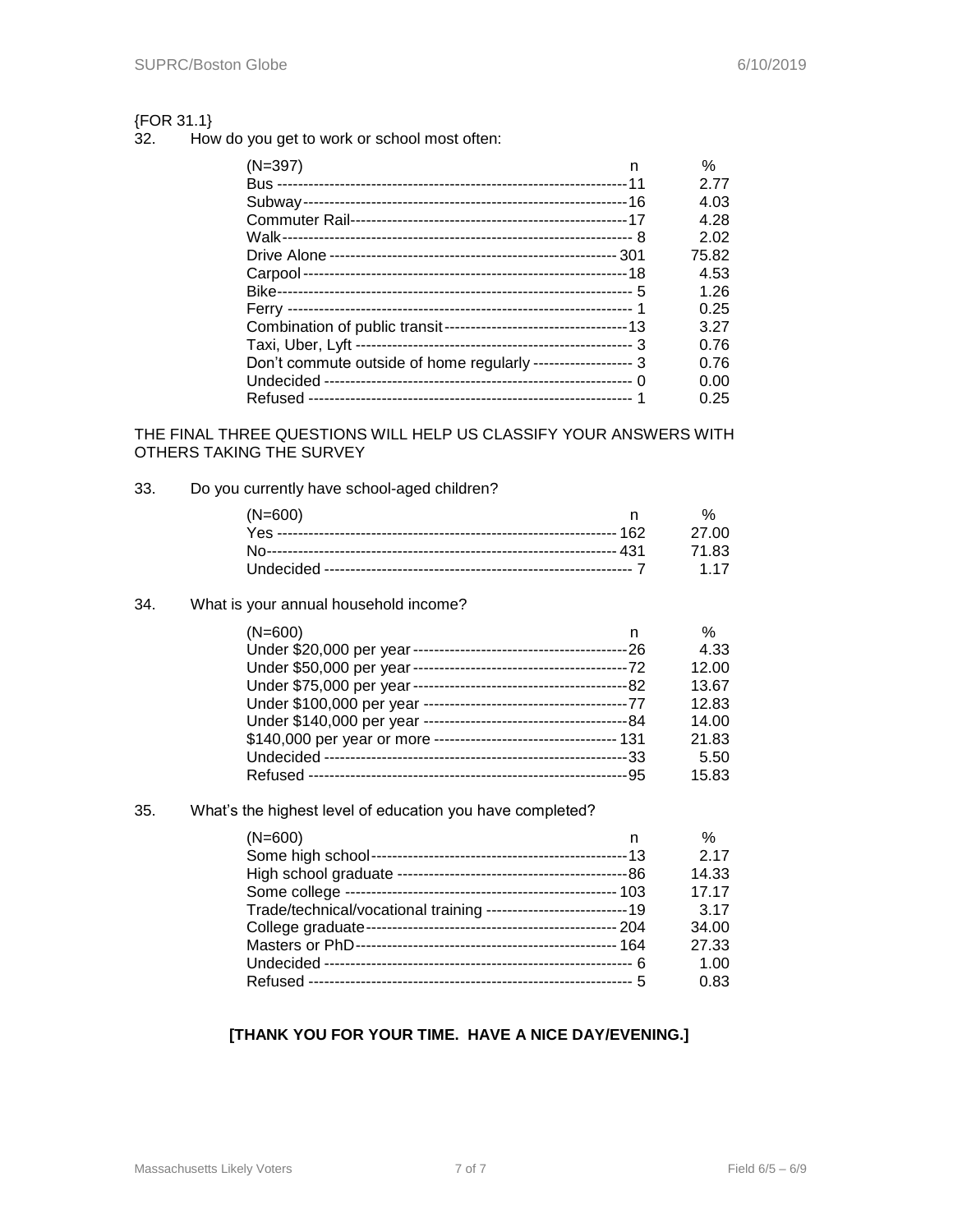{FOR 31.1}

32. How do you get to work or school most often:

| (N=397) | n | % |
|---|---|---|
| Bus | 11 | 2.77 |
| Subway | 16 | 4.03 |
| Commuter Rail | 17 | 4.28 |
| Walk | 8 | 2.02 |
| Drive Alone | 301 | 75.82 |
| Carpool | 18 | 4.53 |
| Bike | 5 | 1.26 |
| Ferry | 1 | 0.25 |
| Combination of public transit | 13 | 3.27 |
| Taxi, Uber, Lyft | 3 | 0.76 |
| Don't commute outside of home regularly | 3 | 0.76 |
| Undecided | 0 | 0.00 |
| Refused | 1 | 0.25 |

THE FINAL THREE QUESTIONS WILL HELP US CLASSIFY YOUR ANSWERS WITH OTHERS TAKING THE SURVEY

33. Do you currently have school-aged children?

| (N=600) | n | % |
|---|---|---|
| Yes | 162 | 27.00 |
| No | 431 | 71.83 |
| Undecided | 7 | 1.17 |

34. What is your annual household income?

| (N=600) | n | % |
|---|---|---|
| Under $20,000 per year | 26 | 4.33 |
| Under $50,000 per year | 72 | 12.00 |
| Under $75,000 per year | 82 | 13.67 |
| Under $100,000 per year | 77 | 12.83 |
| Under $140,000 per year | 84 | 14.00 |
| $140,000 per year or more | 131 | 21.83 |
| Undecided | 33 | 5.50 |
| Refused | 95 | 15.83 |

35. What's the highest level of education you have completed?

| (N=600) | n | % |
|---|---|---|
| Some high school | 13 | 2.17 |
| High school graduate | 86 | 14.33 |
| Some college | 103 | 17.17 |
| Trade/technical/vocational training | 19 | 3.17 |
| College graduate | 204 | 34.00 |
| Masters or PhD | 164 | 27.33 |
| Undecided | 6 | 1.00 |
| Refused | 5 | 0.83 |

**[THANK YOU FOR YOUR TIME. HAVE A NICE DAY/EVENING.]**